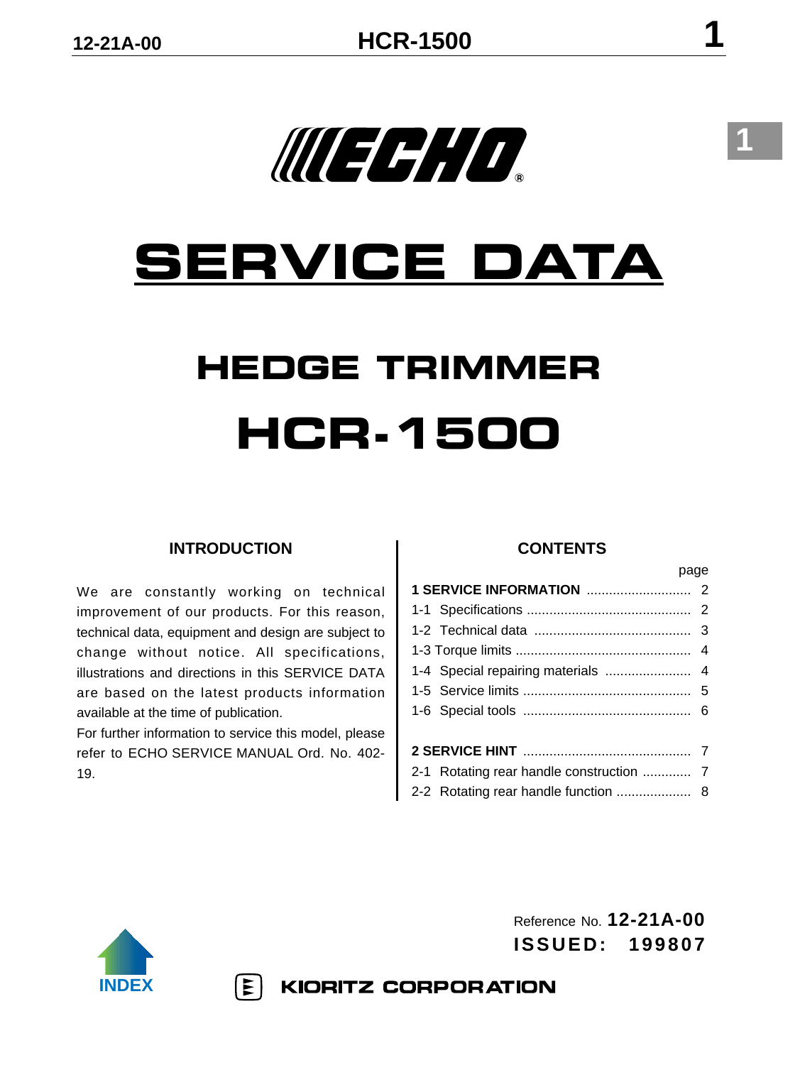ECHO

# SERVICE DATA

## HEDGE TRIMMER

## HCR-1500

### INTRODUCTION

We are constantly working on technical improvement of our products. For this reason, technical data, equipment and design are subject to change without notice. All specifications, illustrations and directions in this SERVICE DATA are based on the latest products information available at the time of publication.

For further information to service this model, please refer to ECHO SERVICE MANUAL Ord. No. 402-19.

### CONTENTS

| | page |
|---|---|
| **1 SERVICE INFORMATION** | 2 |
| 1-1 Specifications | 2 |
| 1-2 Technical data | 3 |
| 1-3 Torque limits | 4 |
| 1-4 Special repairing materials | 4 |
| 1-5 Service limits | 5 |
| 1-6 Special tools | 6 |
| **2 SERVICE HINT** | 7 |
| 2-1 Rotating rear handle construction | 7 |
| 2-2 Rotating rear handle function | 8 |

Reference No. **12-21A-00**

**ISSUED: 199807**

INDEX

KIORITZ CORPORATION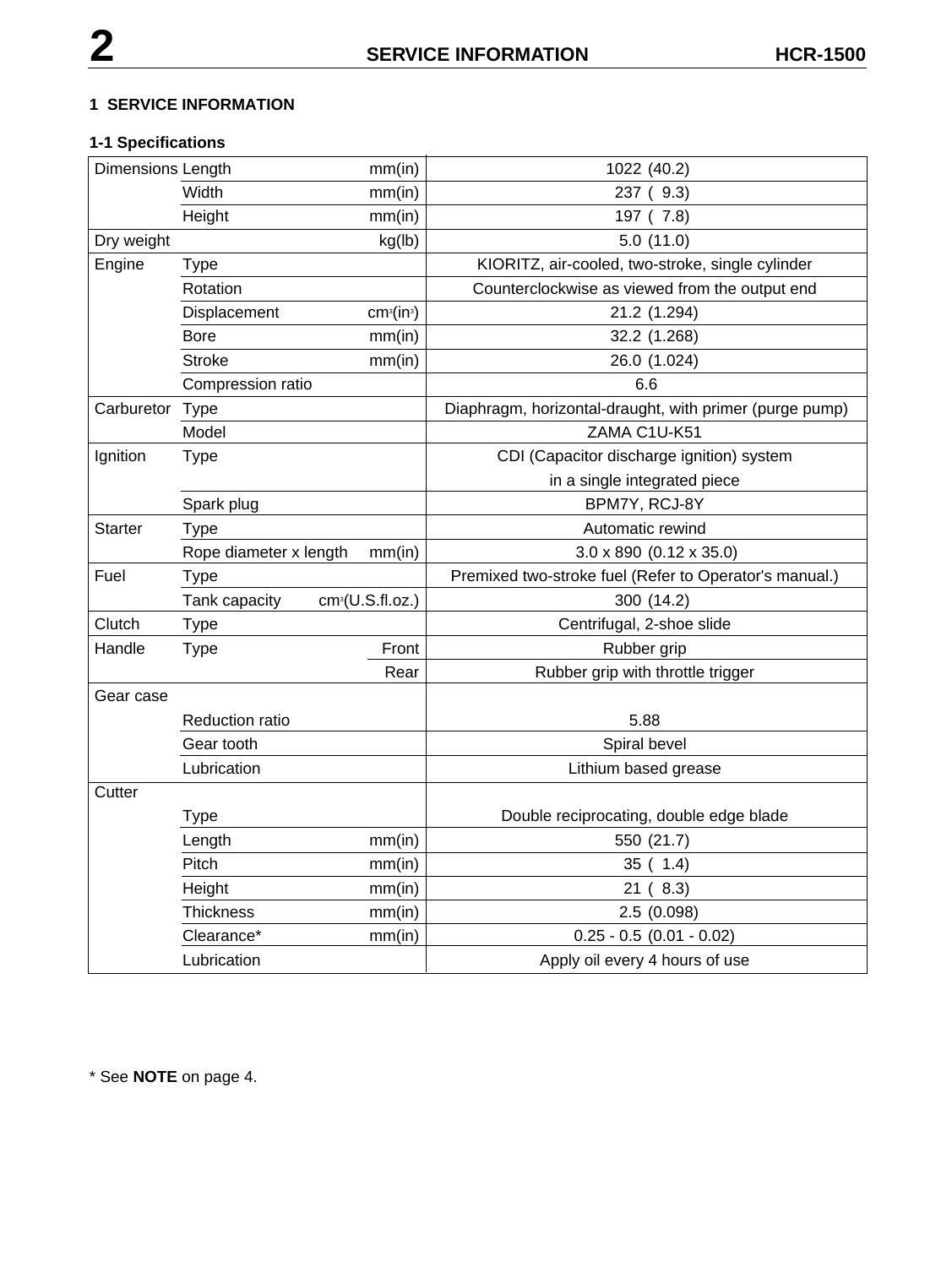## 1 SERVICE INFORMATION

### 1-1 Specifications

| | | | |
|---|---|---|---|
| Dimensions | Length | mm(in) | 1022 (40.2) |
| | Width | mm(in) | 237 ( 9.3) |
| | Height | mm(in) | 197 ( 7.8) |
| Dry weight | | kg(lb) | 5.0 (11.0) |
| Engine | Type | | KIORITZ, air-cooled, two-stroke, single cylinder |
| | Rotation | | Counterclockwise as viewed from the output end |
| | Displacement | $cm^3$($in^3$) | 21.2 (1.294) |
| | Bore | mm(in) | 32.2 (1.268) |
| | Stroke | mm(in) | 26.0 (1.024) |
| | Compression ratio | | 6.6 |
| Carburetor | Type | | Diaphragm, horizontal-draught, with primer (purge pump) |
| | Model | | ZAMA C1U-K51 |
| Ignition | Type | | CDI (Capacitor discharge ignition) system in a single integrated piece |
| | Spark plug | | BPM7Y, RCJ-8Y |
| Starter | Type | | Automatic rewind |
| | Rope diameter x length | mm(in) | 3.0 x 890 (0.12 x 35.0) |
| Fuel | Type | | Premixed two-stroke fuel (Refer to Operator's manual.) |
| | Tank capacity | $cm^3$(U.S.fl.oz.) | 300 (14.2) |
| Clutch | Type | | Centrifugal, 2-shoe slide |
| Handle | Type | Front | Rubber grip |
| | | Rear | Rubber grip with throttle trigger |
| Gear case | Reduction ratio | | 5.88 |
| | Gear tooth | | Spiral bevel |
| | Lubrication | | Lithium based grease |
| Cutter | Type | | Double reciprocating, double edge blade |
| | Length | mm(in) | 550 (21.7) |
| | Pitch | mm(in) | 35 ( 1.4) |
| | Height | mm(in) | 21 ( 8.3) |
| | Thickness | mm(in) | 2.5 (0.098) |
| | Clearance* | mm(in) | 0.25 - 0.5 (0.01 - 0.02) |
| | Lubrication | | Apply oil every 4 hours of use |

* See **NOTE** on page 4.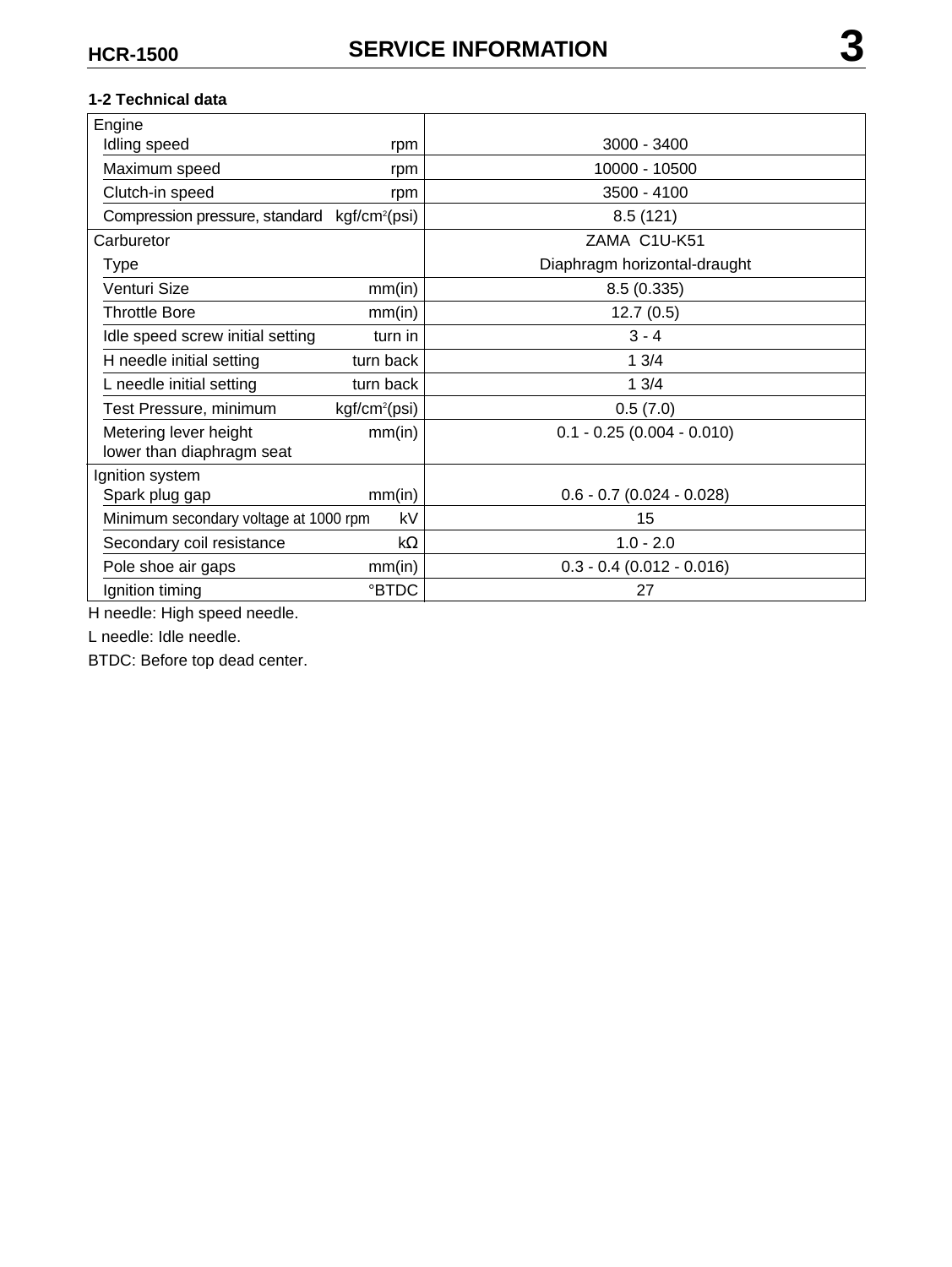### 1-2 Technical data

| Item | Unit | Value |
|---|---|---|
| **Engine** | | |
| Idling speed | rpm | 3000 - 3400 |
| Maximum speed | rpm | 10000 - 10500 |
| Clutch-in speed | rpm | 3500 - 4100 |
| Compression pressure, standard | $kgf/cm^2$(psi) | 8.5 (121) |
| **Carburetor** | | ZAMA C1U-K51 |
| Type | | Diaphragm horizontal-draught |
| Venturi Size | mm(in) | 8.5 (0.335) |
| Throttle Bore | mm(in) | 12.7 (0.5) |
| Idle speed screw initial setting | turn in | 3 - 4 |
| H needle initial setting | turn back | 1 3/4 |
| L needle initial setting | turn back | 1 3/4 |
| Test Pressure, minimum | $kgf/cm^2$(psi) | 0.5 (7.0) |
| Metering lever height lower than diaphragm seat | mm(in) | 0.1 - 0.25 (0.004 - 0.010) |
| **Ignition system** | | |
| Spark plug gap | mm(in) | 0.6 - 0.7 (0.024 - 0.028) |
| Minimum secondary voltage at 1000 rpm | kV | 15 |
| Secondary coil resistance | kΩ | 1.0 - 2.0 |
| Pole shoe air gaps | mm(in) | 0.3 - 0.4 (0.012 - 0.016) |
| Ignition timing | °BTDC | 27 |

H needle: High speed needle.

L needle: Idle needle.

BTDC: Before top dead center.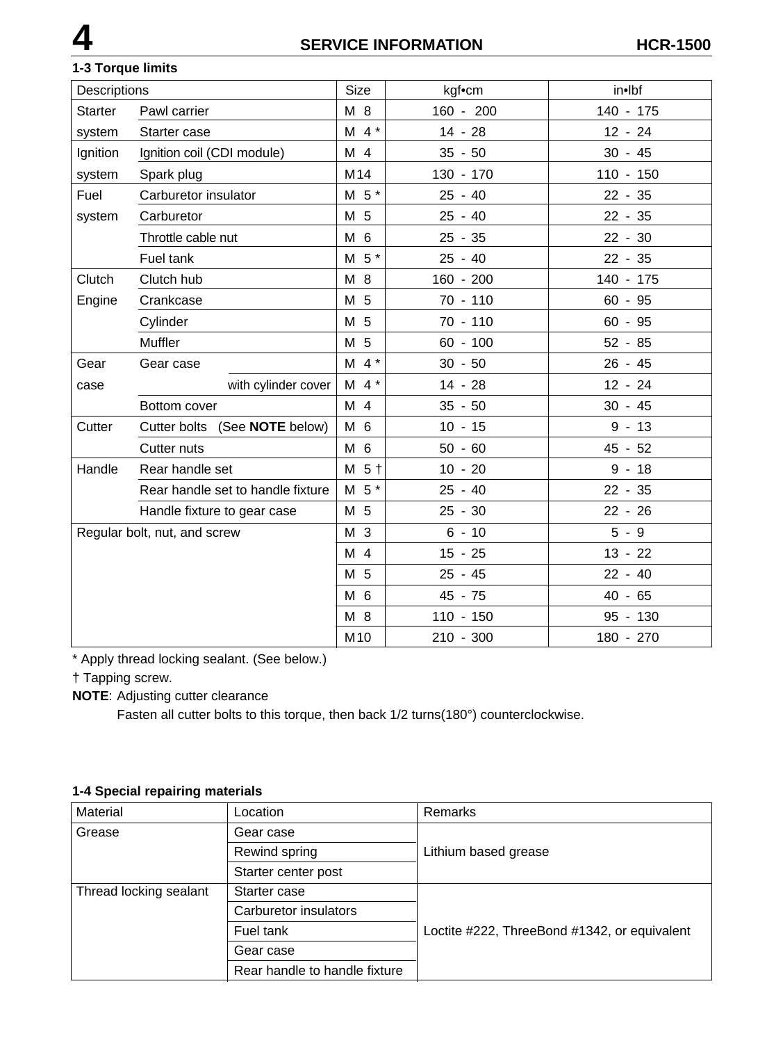### 1-3 Torque limits

| Descriptions | | Size | kgf•cm | in•lbf |
|---|---|---|---|---|
| Starter system | Pawl carrier | M 8 | 160 - 200 | 140 - 175 |
| | Starter case | M 4 * | 14 - 28 | 12 - 24 |
| Ignition system | Ignition coil (CDI module) | M 4 | 35 - 50 | 30 - 45 |
| | Spark plug | M14 | 130 - 170 | 110 - 150 |
| Fuel system | Carburetor insulator | M 5 * | 25 - 40 | 22 - 35 |
| | Carburetor | M 5 | 25 - 40 | 22 - 35 |
| | Throttle cable nut | M 6 | 25 - 35 | 22 - 30 |
| | Fuel tank | M 5 * | 25 - 40 | 22 - 35 |
| Clutch | Clutch hub | M 8 | 160 - 200 | 140 - 175 |
| Engine | Crankcase | M 5 | 70 - 110 | 60 - 95 |
| | Cylinder | M 5 | 70 - 110 | 60 - 95 |
| | Muffler | M 5 | 60 - 100 | 52 - 85 |
| Gear case | Gear case | M 4 * | 30 - 50 | 26 - 45 |
| | with cylinder cover | M 4 * | 14 - 28 | 12 - 24 |
| | Bottom cover | M 4 | 35 - 50 | 30 - 45 |
| Cutter | Cutter bolts (See **NOTE** below) | M 6 | 10 - 15 | 9 - 13 |
| | Cutter nuts | M 6 | 50 - 60 | 45 - 52 |
| Handle | Rear handle set | M 5 † | 10 - 20 | 9 - 18 |
| | Rear handle set to handle fixture | M 5 * | 25 - 40 | 22 - 35 |
| | Handle fixture to gear case | M 5 | 25 - 30 | 22 - 26 |
| Regular bolt, nut, and screw | | M 3 | 6 - 10 | 5 - 9 |
| | | M 4 | 15 - 25 | 13 - 22 |
| | | M 5 | 25 - 45 | 22 - 40 |
| | | M 6 | 45 - 75 | 40 - 65 |
| | | M 8 | 110 - 150 | 95 - 130 |
| | | M10 | 210 - 300 | 180 - 270 |

* Apply thread locking sealant. (See below.)

† Tapping screw.

**NOTE**: Adjusting cutter clearance

Fasten all cutter bolts to this torque, then back 1/2 turns(180°) counterclockwise.

### 1-4 Special repairing materials

| Material | Location | Remarks |
|---|---|---|
| Grease | Gear case | Lithium based grease |
| | Rewind spring | |
| | Starter center post | |
| Thread locking sealant | Starter case | Loctite #222, ThreeBond #1342, or equivalent |
| | Carburetor insulators | |
| | Fuel tank | |
| | Gear case | |
| | Rear handle to handle fixture | |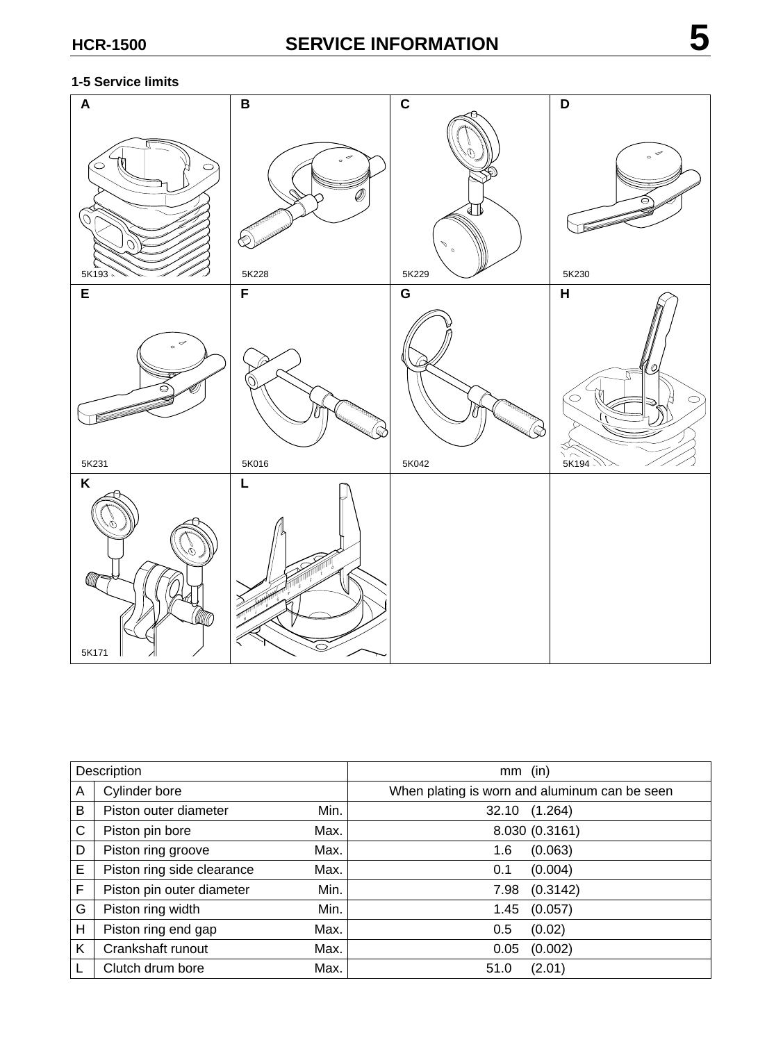## 1-5 Service limits

| A | B | C | D |
|---|---|---|---|
| 5K193 | 5K228 | 5K229 | 5K230 |
| **E** | **F** | **G** | **H** |
| 5K231 | 5K016 | 5K042 | 5K194 |
| **K** | **L** | | |
| 5K171 | | | |

| Description | | | mm (in) |
|---|---|---|---|
| A | Cylinder bore | | When plating is worn and aluminum can be seen |
| B | Piston outer diameter | Min. | 32.10 (1.264) |
| C | Piston pin bore | Max. | 8.030 (0.3161) |
| D | Piston ring groove | Max. | 1.6 (0.063) |
| E | Piston ring side clearance | Max. | 0.1 (0.004) |
| F | Piston pin outer diameter | Min. | 7.98 (0.3142) |
| G | Piston ring width | Min. | 1.45 (0.057) |
| H | Piston ring end gap | Max. | 0.5 (0.02) |
| K | Crankshaft runout | Max. | 0.05 (0.002) |
| L | Clutch drum bore | Max. | 51.0 (2.01) |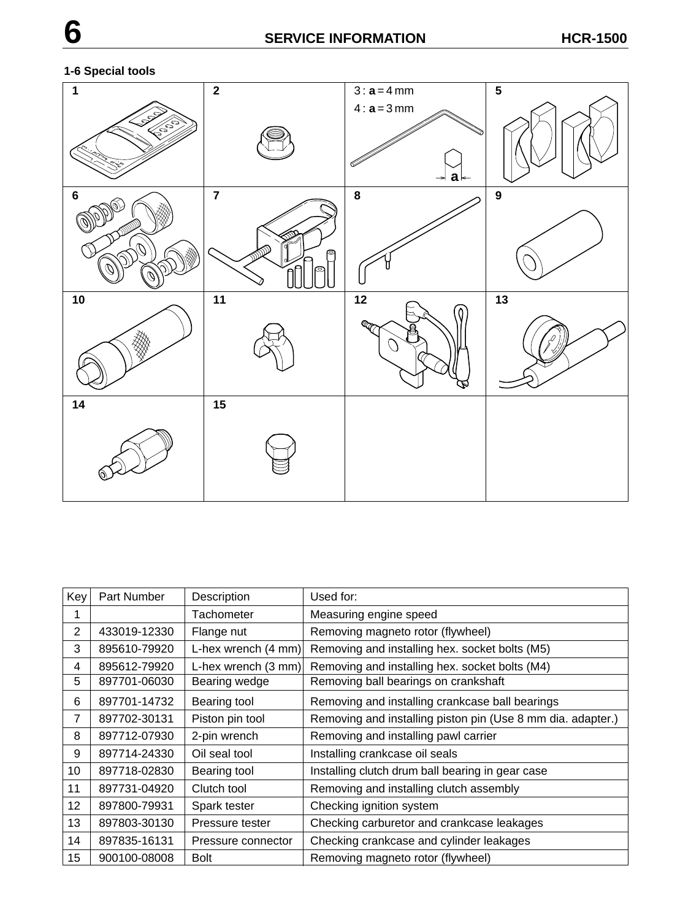### 1-6 Special tools

| 1 | 2 | 3 : **a** = 4 mm<br>4 : **a** = 3 mm | 5 |
|---|---|---|---|
| **6** | **7** | **8** | **9** |
| **10** | **11** | **12** | **13** |
| **14** | **15** | | |

| Key | Part Number | Description | Used for: |
|---|---|---|---|
| 1 | | Tachometer | Measuring engine speed |
| 2 | 433019-12330 | Flange nut | Removing magneto rotor (flywheel) |
| 3 | 895610-79920 | L-hex wrench (4 mm) | Removing and installing hex. socket bolts (M5) |
| 4 | 895612-79920 | L-hex wrench (3 mm) | Removing and installing hex. socket bolts (M4) |
| 5 | 897701-06030 | Bearing wedge | Removing ball bearings on crankshaft |
| 6 | 897701-14732 | Bearing tool | Removing and installing crankcase ball bearings |
| 7 | 897702-30131 | Piston pin tool | Removing and installing piston pin (Use 8 mm dia. adapter.) |
| 8 | 897712-07930 | 2-pin wrench | Removing and installing pawl carrier |
| 9 | 897714-24330 | Oil seal tool | Installing crankcase oil seals |
| 10 | 897718-02830 | Bearing tool | Installing clutch drum ball bearing in gear case |
| 11 | 897731-04920 | Clutch tool | Removing and installing clutch assembly |
| 12 | 897800-79931 | Spark tester | Checking ignition system |
| 13 | 897803-30130 | Pressure tester | Checking carburetor and crankcase leakages |
| 14 | 897835-16131 | Pressure connector | Checking crankcase and cylinder leakages |
| 15 | 900100-08008 | Bolt | Removing magneto rotor (flywheel) |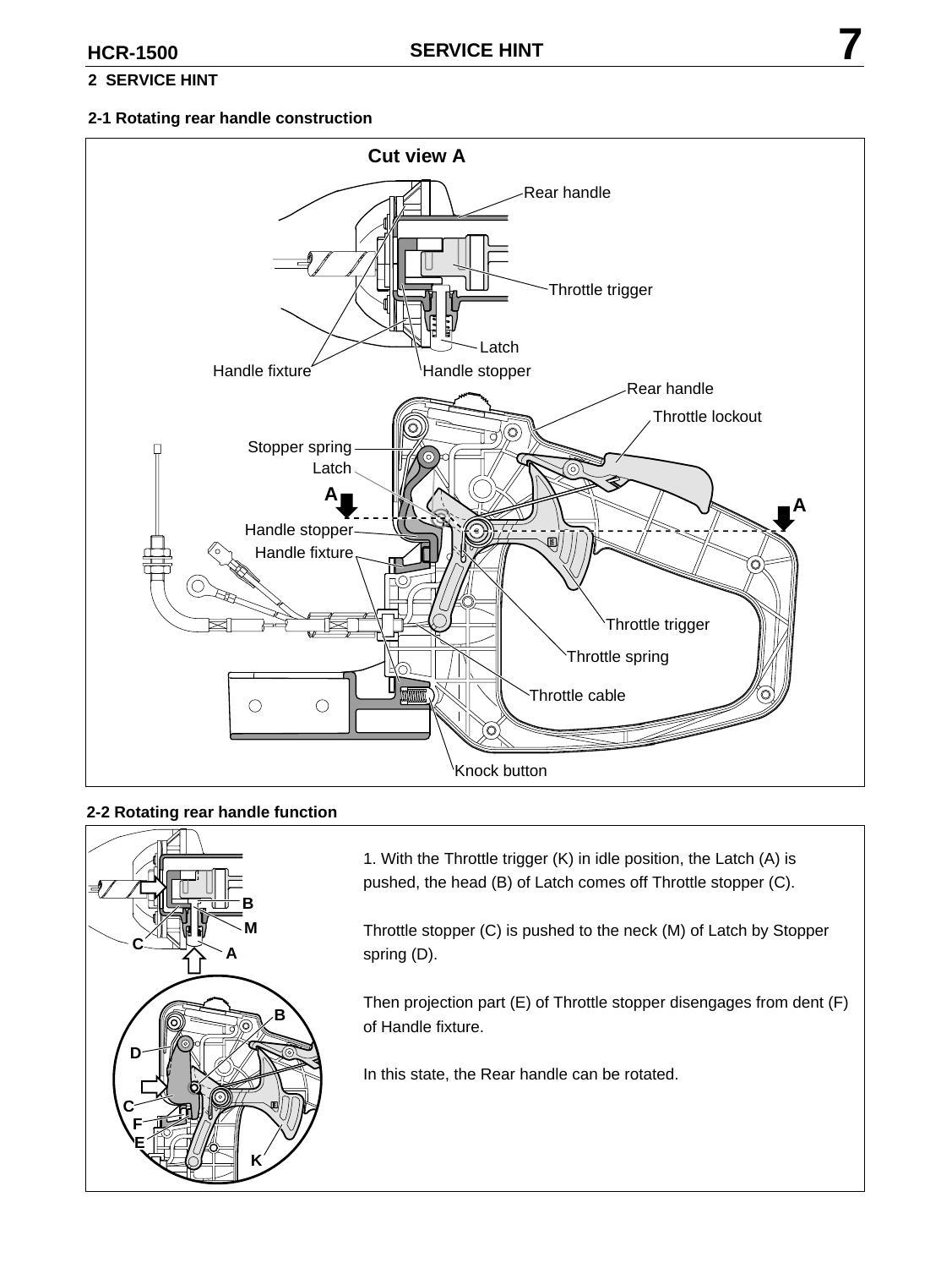## 2 SERVICE HINT

### 2-1 Rotating rear handle construction

Cut view A

Rear handle

Throttle trigger

Latch

Handle fixture

Handle stopper

Rear handle

Throttle lockout

Stopper spring

Latch

A

A

Handle stopper

Handle fixture

Throttle trigger

Throttle spring

Throttle cable

Knock button

### 2-2 Rotating rear handle function

1. With the Throttle trigger (K) in idle position, the Latch (A) is pushed, the head (B) of Latch comes off Throttle stopper (C).

Throttle stopper (C) is pushed to the neck (M) of Latch by Stopper spring (D).

Then projection part (E) of Throttle stopper disengages from dent (F) of Handle fixture.

In this state, the Rear handle can be rotated.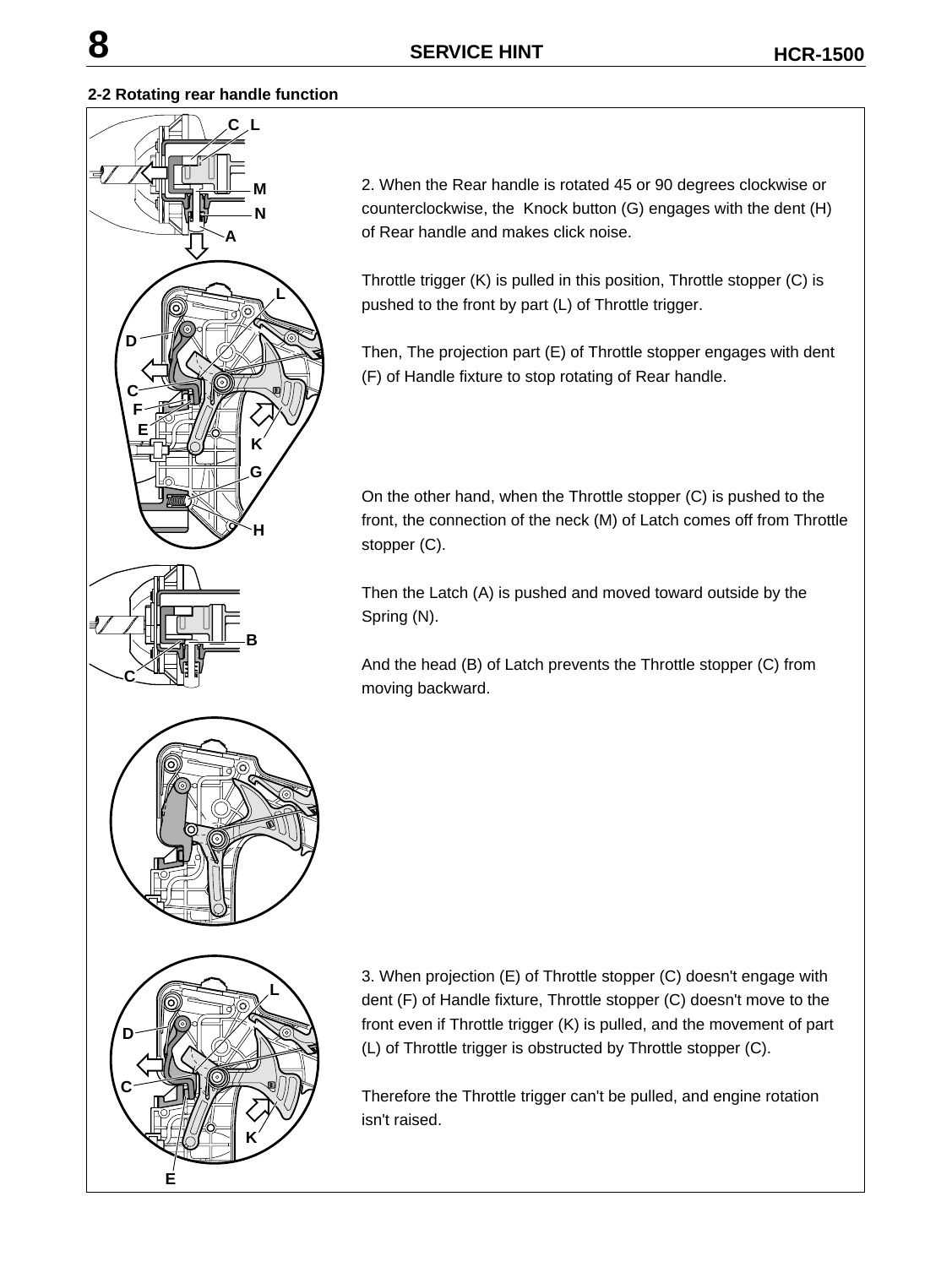## 2-2 Rotating rear handle function

2. When the Rear handle is rotated 45 or 90 degrees clockwise or counterclockwise, the Knock button (G) engages with the dent (H) of Rear handle and makes click noise.

Throttle trigger (K) is pulled in this position, Throttle stopper (C) is pushed to the front by part (L) of Throttle trigger.

Then, The projection part (E) of Throttle stopper engages with dent (F) of Handle fixture to stop rotating of Rear handle.

On the other hand, when the Throttle stopper (C) is pushed to the front, the connection of the neck (M) of Latch comes off from Throttle stopper (C).

Then the Latch (A) is pushed and moved toward outside by the Spring (N).

And the head (B) of Latch prevents the Throttle stopper (C) from moving backward.

3. When projection (E) of Throttle stopper (C) doesn't engage with dent (F) of Handle fixture, Throttle stopper (C) doesn't move to the front even if Throttle trigger (K) is pulled, and the movement of part (L) of Throttle trigger is obstructed by Throttle stopper (C).

Therefore the Throttle trigger can't be pulled, and engine rotation isn't raised.